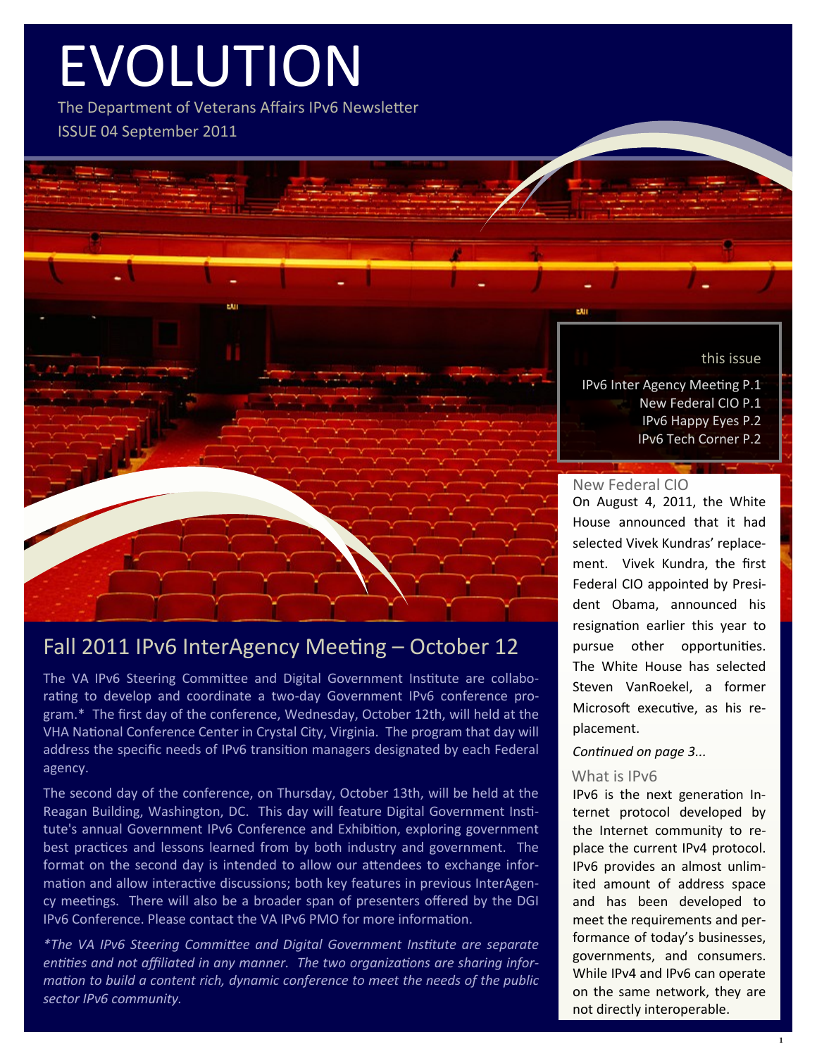# EVOLUTION

The Department of Veterans Affairs IPv6 Newsletter

ISSUE 04 September 2011

## Fall 2011 IPv6 InterAgency Meeting – October 12

The VA IPv6 Steering Committee and Digital Government Institute are collaborating to develop and coordinate a two-day Government IPv6 conference program.* The first day of the conference, Wednesday, October 12th, will held at the VHA National Conference Center in Crystal City, Virginia. The program that day will address the specific needs of IPv6 transition managers designated by each Federal agency.

The second day of the conference, on Thursday, October 13th, will be held at the Reagan Building, Washington, DC. This day will feature Digital Government Institute's annual Government IPv6 Conference and Exhibition, exploring government best practices and lessons learned from by both industry and government. The format on the second day is intended to allow our attendees to exchange information and allow interactive discussions; both key features in previous InterAgency meetings. There will also be a broader span of presenters offered by the DGI IPv6 Conference. Please contact the VA IPv6 PMO for more information.

*\*The VA IPv6 Steering Committee and Digital Government Institute are separate entities and not affiliated in any manner. The two organizations are sharing information to build a content rich, dynamic conference to meet the needs of the public sector IPv6 community.*

### this issue

- IPv6 Inter Agency Meeting P.1
- New Federal CIO P.1
- IPv6 Happy Eyes P.2
- IPv6 Tech Corner P.2

## New Federal CIO

On August 4, 2011, the White House announced that it had selected Vivek Kundras' replacement. Vivek Kundra, the first Federal CIO appointed by President Obama, announced his resignation earlier this year to pursue other opportunities. The White House has selected Steven VanRoekel, a former Microsoft executive, as his replacement.

*Continued on page 3...*

## What is IPv6

IPv6 is the next generation Internet protocol developed by the Internet community to replace the current IPv4 protocol. IPv6 provides an almost unlimited amount of address space and has been developed to meet the requirements and performance of today's businesses, governments, and consumers. While IPv4 and IPv6 can operate on the same network, they are not directly interoperable.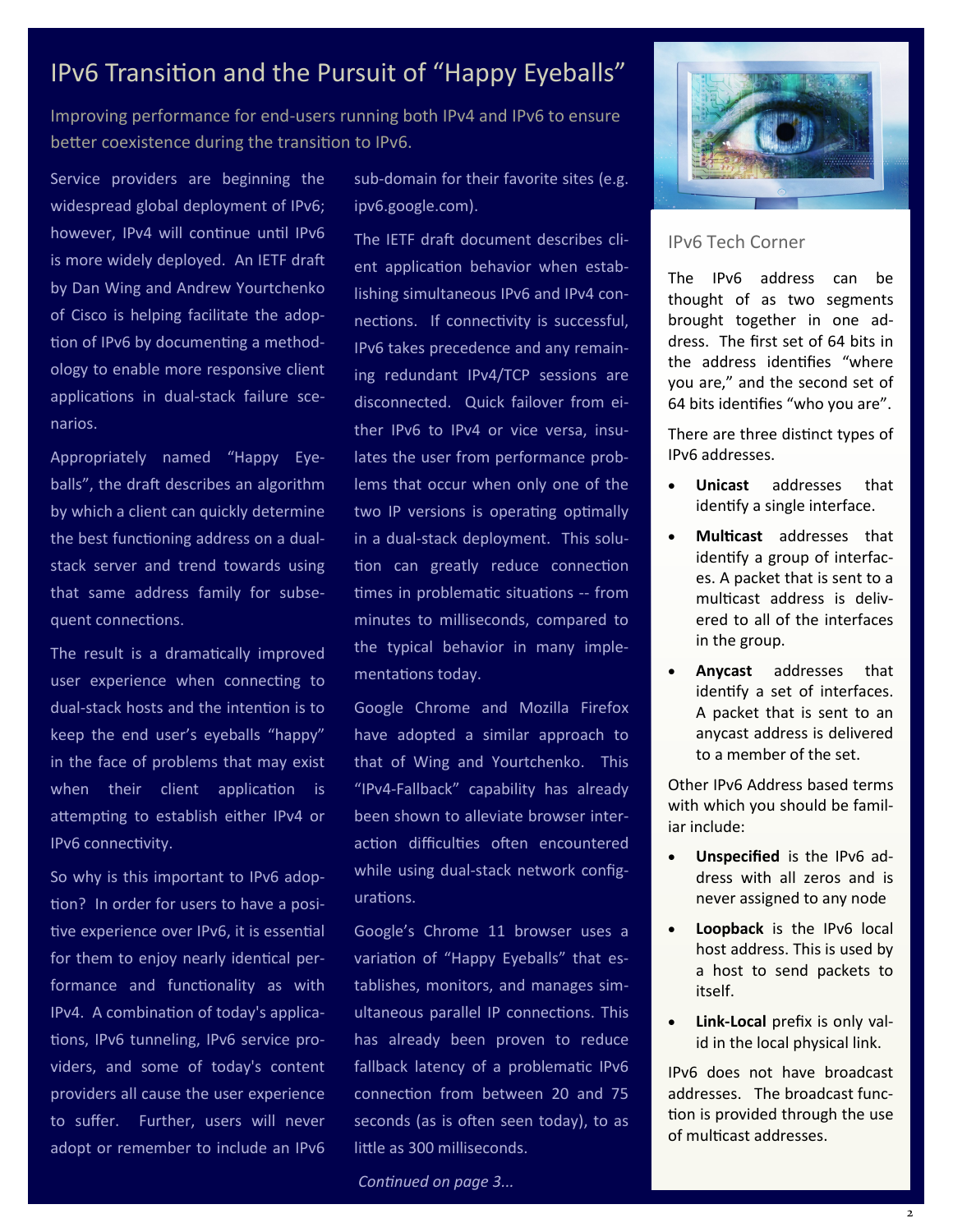# IPv6 Transition and the Pursuit of "Happy Eyeballs"

Improving performance for end-users running both IPv4 and IPv6 to ensure better coexistence during the transition to IPv6.

Service providers are beginning the widespread global deployment of IPv6; however, IPv4 will continue until IPv6 is more widely deployed. An IETF draft by Dan Wing and Andrew Yourtchenko of Cisco is helping facilitate the adoption of IPv6 by documenting a methodology to enable more responsive client applications in dual-stack failure scenarios.

Appropriately named "Happy Eyeballs", the draft describes an algorithm by which a client can quickly determine the best functioning address on a dual-stack server and trend towards using that same address family for subsequent connections.

The result is a dramatically improved user experience when connecting to dual-stack hosts and the intention is to keep the end user's eyeballs "happy" in the face of problems that may exist when their client application is attempting to establish either IPv4 or IPv6 connectivity.

So why is this important to IPv6 adoption? In order for users to have a positive experience over IPv6, it is essential for them to enjoy nearly identical performance and functionality as with IPv4. A combination of today's applications, IPv6 tunneling, IPv6 service providers, and some of today's content providers all cause the user experience to suffer. Further, users will never adopt or remember to include an IPv6 sub-domain for their favorite sites (e.g. ipv6.google.com).

The IETF draft document describes client application behavior when establishing simultaneous IPv6 and IPv4 connections. If connectivity is successful, IPv6 takes precedence and any remaining redundant IPv4/TCP sessions are disconnected. Quick failover from either IPv6 to IPv4 or vice versa, insulates the user from performance problems that occur when only one of the two IP versions is operating optimally in a dual-stack deployment. This solution can greatly reduce connection times in problematic situations -- from minutes to milliseconds, compared to the typical behavior in many implementations today.

Google Chrome and Mozilla Firefox have adopted a similar approach to that of Wing and Yourtchenko. This "IPv4-Fallback" capability has already been shown to alleviate browser interaction difficulties often encountered while using dual-stack network configurations.

Google's Chrome 11 browser uses a variation of "Happy Eyeballs" that establishes, monitors, and manages simultaneous parallel IP connections. This has already been proven to reduce fallback latency of a problematic IPv6 connection from between 20 and 75 seconds (as is often seen today), to as little as 300 milliseconds.

*Continued on page 3...*

## IPv6 Tech Corner

The IPv6 address can be thought of as two segments brought together in one address. The first set of 64 bits in the address identifies "where you are," and the second set of 64 bits identifies "who you are".

There are three distinct types of IPv6 addresses.

- **Unicast** addresses that identify a single interface.
- **Multicast** addresses that identify a group of interfaces. A packet that is sent to a multicast address is delivered to all of the interfaces in the group.
- **Anycast** addresses that identify a set of interfaces. A packet that is sent to an anycast address is delivered to a member of the set.

Other IPv6 Address based terms with which you should be familiar include:

- **Unspecified** is the IPv6 address with all zeros and is never assigned to any node
- **Loopback** is the IPv6 local host address. This is used by a host to send packets to itself.
- **Link-Local** prefix is only valid in the local physical link.

IPv6 does not have broadcast addresses. The broadcast function is provided through the use of multicast addresses.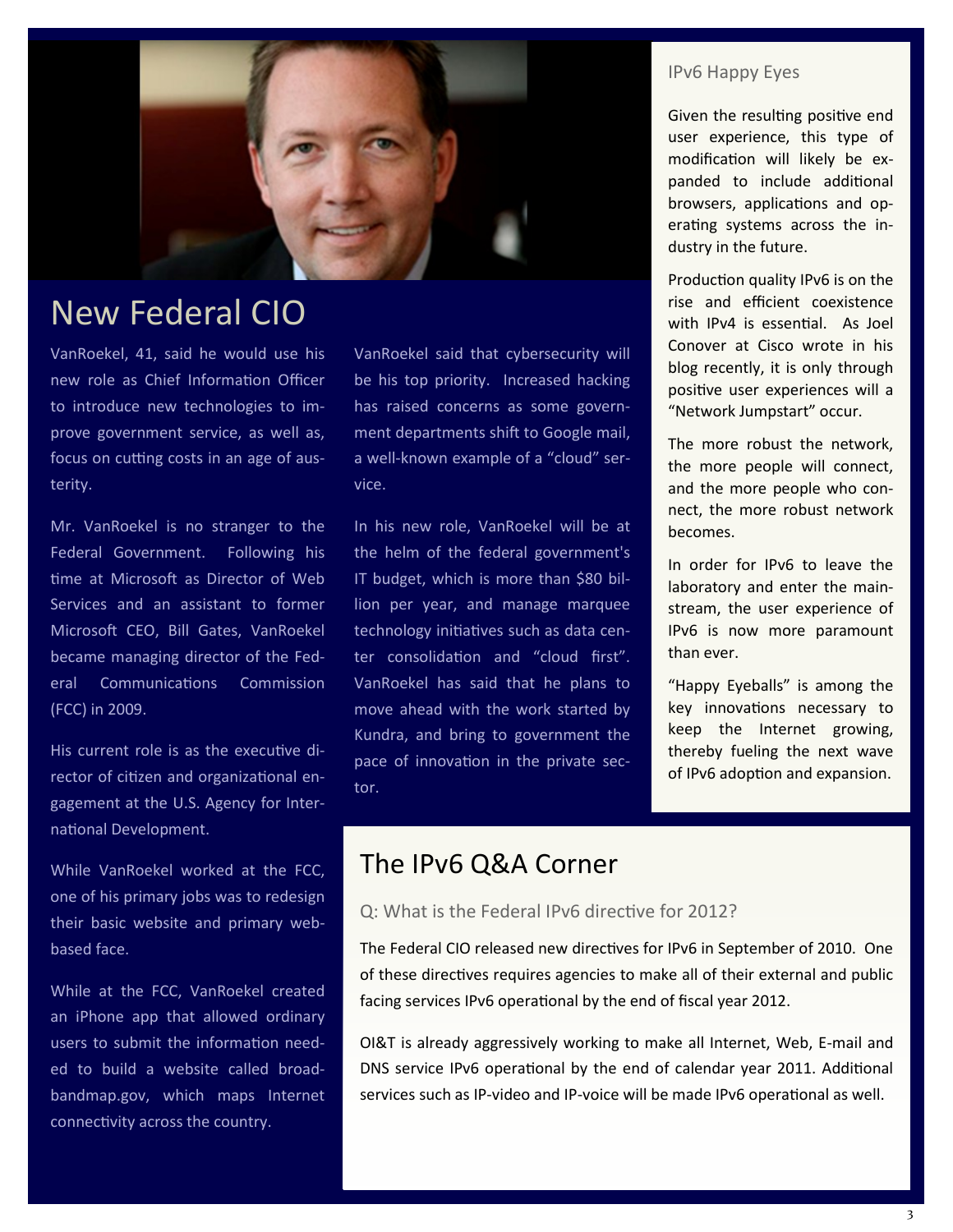# New Federal CIO

VanRoekel, 41, said he would use his new role as Chief Information Officer to introduce new technologies to improve government service, as well as, focus on cutting costs in an age of austerity.

Mr. VanRoekel is no stranger to the Federal Government. Following his time at Microsoft as Director of Web Services and an assistant to former Microsoft CEO, Bill Gates, VanRoekel became managing director of the Federal Communications Commission (FCC) in 2009.

His current role is as the executive director of citizen and organizational engagement at the U.S. Agency for International Development.

While VanRoekel worked at the FCC, one of his primary jobs was to redesign their basic website and primary web-based face.

While at the FCC, VanRoekel created an iPhone app that allowed ordinary users to submit the information needed to build a website called broadbandmap.gov, which maps Internet connectivity across the country.

VanRoekel said that cybersecurity will be his top priority. Increased hacking has raised concerns as some government departments shift to Google mail, a well-known example of a "cloud" service.

In his new role, VanRoekel will be at the helm of the federal government's IT budget, which is more than $80 billion per year, and manage marquee technology initiatives such as data center consolidation and "cloud first". VanRoekel has said that he plans to move ahead with the work started by Kundra, and bring to government the pace of innovation in the private sector.

### IPv6 Happy Eyes

Given the resulting positive end user experience, this type of modification will likely be expanded to include additional browsers, applications and operating systems across the industry in the future.

Production quality IPv6 is on the rise and efficient coexistence with IPv4 is essential. As Joel Conover at Cisco wrote in his blog recently, it is only through positive user experiences will a "Network Jumpstart" occur.

The more robust the network, the more people will connect, and the more people who connect, the more robust network becomes.

In order for IPv6 to leave the laboratory and enter the mainstream, the user experience of IPv6 is now more paramount than ever.

"Happy Eyeballs" is among the key innovations necessary to keep the Internet growing, thereby fueling the next wave of IPv6 adoption and expansion.

# The IPv6 Q&A Corner

### Q: What is the Federal IPv6 directive for 2012?

The Federal CIO released new directives for IPv6 in September of 2010. One of these directives requires agencies to make all of their external and public facing services IPv6 operational by the end of fiscal year 2012.

OI&T is already aggressively working to make all Internet, Web, E-mail and DNS service IPv6 operational by the end of calendar year 2011. Additional services such as IP-video and IP-voice will be made IPv6 operational as well.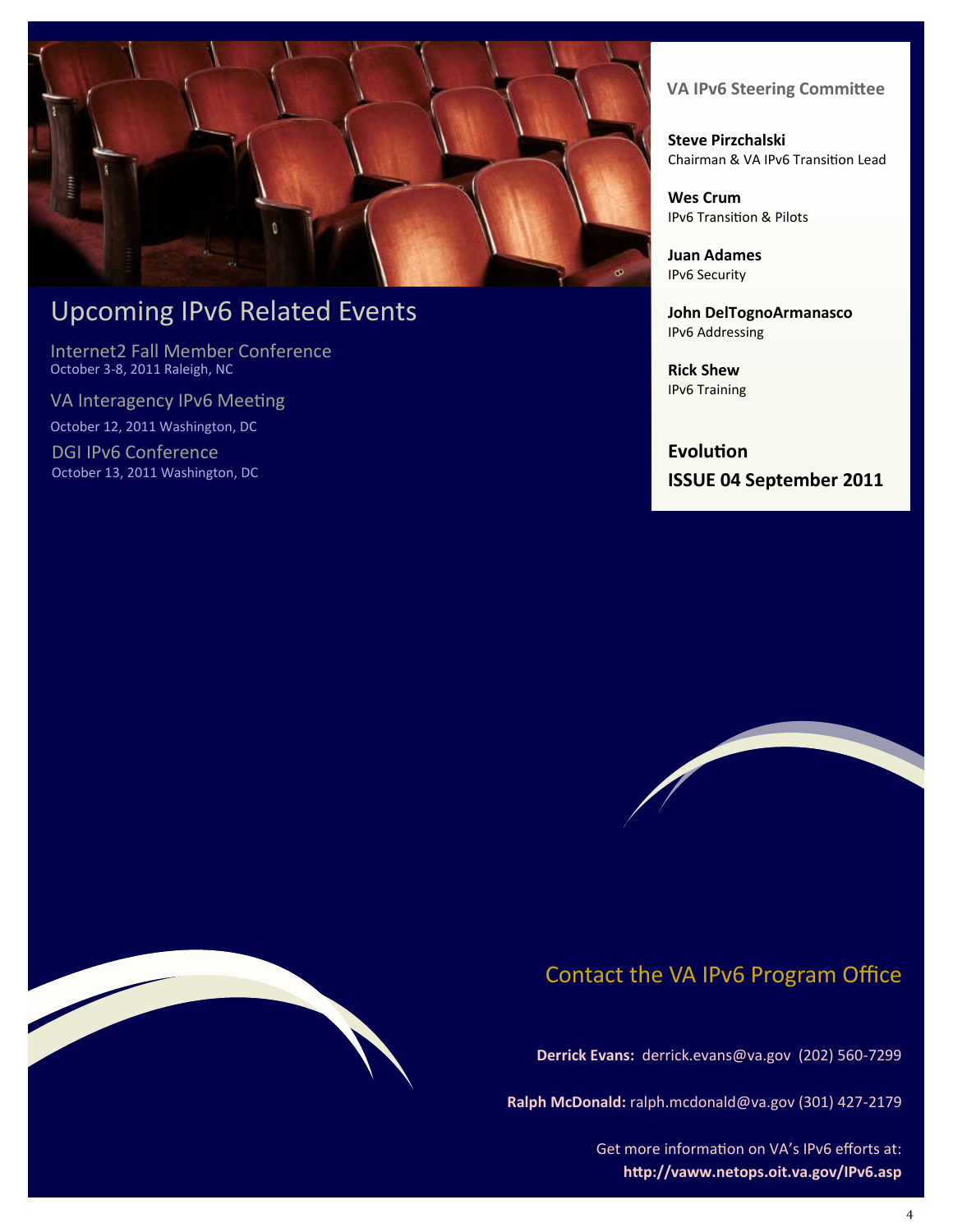## Upcoming IPv6 Related Events

Internet2 Fall Member Conference
October 3-8, 2011 Raleigh, NC

VA Interagency IPv6 Meeting
October 12, 2011 Washington, DC

DGI IPv6 Conference
October 13, 2011 Washington, DC

### VA IPv6 Steering Committee

**Steve Pirzchalski**
Chairman & VA IPv6 Transition Lead

**Wes Crum**
IPv6 Transition & Pilots

**Juan Adames**
IPv6 Security

**John DelTognoArmanasco**
IPv6 Addressing

**Rick Shew**
IPv6 Training

**Evolution**
**ISSUE 04 September 2011**

## Contact the VA IPv6 Program Office

**Derrick Evans:** derrick.evans@va.gov (202) 560-7299

**Ralph McDonald:** ralph.mcdonald@va.gov (301) 427-2179

Get more information on VA's IPv6 efforts at:
**http://vaww.netops.oit.va.gov/IPv6.asp**